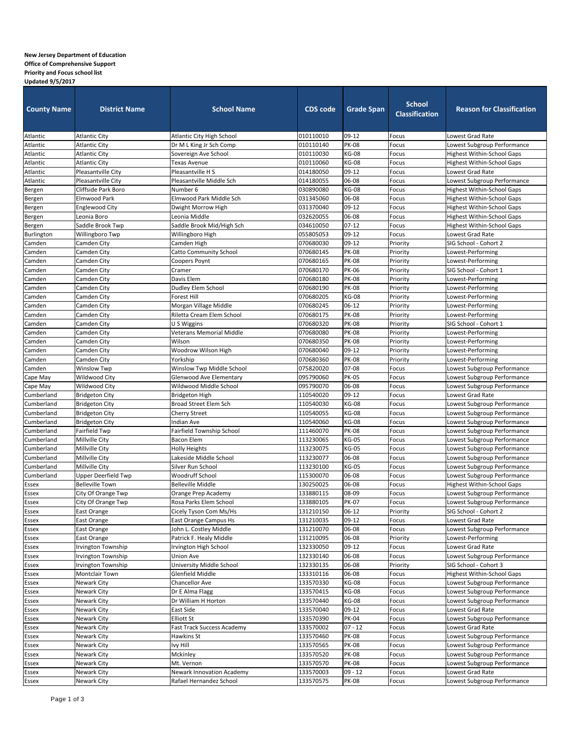**New Jersey Department of Education**
**Office of Comprehensive Support**
**Priority and Focus school list**
**Updated 9/5/2017**

| County Name | District Name | School Name | CDS code | Grade Span | School Classification | Reason for Classification |
|---|---|---|---|---|---|---|
| Atlantic | Atlantic City | Atlantic City High School | 010110010 | 09-12 | Focus | Lowest Grad Rate |
| Atlantic | Atlantic City | Dr M L King Jr Sch Comp | 010110140 | PK-08 | Focus | Lowest Subgroup Performance |
| Atlantic | Atlantic City | Sovereign Ave School | 010110030 | KG-08 | Focus | Highest Within-School Gaps |
| Atlantic | Atlantic City | Texas Avenue | 010110060 | KG-08 | Focus | Highest Within-School Gaps |
| Atlantic | Pleasantville City | Pleasantville H S | 014180050 | 09-12 | Focus | Lowest Grad Rate |
| Atlantic | Pleasantville City | Pleasantville Middle Sch | 014180055 | 06-08 | Focus | Lowest Subgroup Performance |
| Bergen | Cliffside Park Boro | Number 6 | 030890080 | KG-08 | Focus | Highest Within-School Gaps |
| Bergen | Elmwood Park | Elmwood Park Middle Sch | 031345060 | 06-08 | Focus | Highest Within-School Gaps |
| Bergen | Englewood City | Dwight Morrow High | 031370040 | 09-12 | Focus | Highest Within-School Gaps |
| Bergen | Leonia Boro | Leonia Middle | 032620055 | 06-08 | Focus | Highest Within-School Gaps |
| Bergen | Saddle Brook Twp | Saddle Brook Mid/High Sch | 034610050 | 07-12 | Focus | Highest Within-School Gaps |
| Burlington | Willingboro Twp | Willingboro High | 055805053 | 09-12 | Focus | Lowest Grad Rate |
| Camden | Camden City | Camden High | 070680030 | 09-12 | Priority | SIG School - Cohort 2 |
| Camden | Camden City | Catto Community School | 070680145 | PK-08 | Priority | Lowest-Performing |
| Camden | Camden City | Coopers Poynt | 070680165 | PK-08 | Priority | Lowest-Performing |
| Camden | Camden City | Cramer | 070680170 | PK-06 | Priority | SIG School - Cohort 1 |
| Camden | Camden City | Davis Elem | 070680180 | PK-08 | Priority | Lowest-Performing |
| Camden | Camden City | Dudley Elem School | 070680190 | PK-08 | Priority | Lowest-Performing |
| Camden | Camden City | Forest Hill | 070680205 | KG-08 | Priority | Lowest-Performing |
| Camden | Camden City | Morgan Village Middle | 070680245 | 06-12 | Priority | Lowest-Performing |
| Camden | Camden City | Riletta Cream Elem School | 070680175 | PK-08 | Priority | Lowest-Performing |
| Camden | Camden City | U S Wiggins | 070680320 | PK-08 | Priority | SIG School - Cohort 1 |
| Camden | Camden City | Veterans Memorial Middle | 070680080 | PK-08 | Priority | Lowest-Performing |
| Camden | Camden City | Wilson | 070680350 | PK-08 | Priority | Lowest-Performing |
| Camden | Camden City | Woodrow Wilson High | 070680040 | 09-12 | Priority | Lowest-Performing |
| Camden | Camden City | Yorkship | 070680360 | PK-08 | Priority | Lowest-Performing |
| Camden | Winslow Twp | Winslow Twp Middle School | 075820020 | 07-08 | Focus | Lowest Subgroup Performance |
| Cape May | Wildwood City | Glenwood Ave Elementary | 095790060 | PK-05 | Focus | Lowest Subgroup Performance |
| Cape May | Wildwood City | Wildwood Middle School | 095790070 | 06-08 | Focus | Lowest Subgroup Performance |
| Cumberland | Bridgeton City | Bridgeton High | 110540020 | 09-12 | Focus | Lowest Grad Rate |
| Cumberland | Bridgeton City | Broad Street Elem Sch | 110540030 | KG-08 | Focus | Lowest Subgroup Performance |
| Cumberland | Bridgeton City | Cherry Street | 110540055 | KG-08 | Focus | Lowest Subgroup Performance |
| Cumberland | Bridgeton City | Indian Ave | 110540060 | KG-08 | Focus | Lowest Subgroup Performance |
| Cumberland | Fairfield Twp | Fairfield Township School | 111460070 | PK-08 | Focus | Lowest Subgroup Performance |
| Cumberland | Millville City | Bacon Elem | 113230065 | KG-05 | Focus | Lowest Subgroup Performance |
| Cumberland | Millville City | Holly Heights | 113230075 | KG-05 | Focus | Lowest Subgroup Performance |
| Cumberland | Millville City | Lakeside Middle School | 113230077 | 06-08 | Focus | Lowest Subgroup Performance |
| Cumberland | Millville City | Silver Run School | 113230100 | KG-05 | Focus | Lowest Subgroup Performance |
| Cumberland | Upper Deerfield Twp | Woodruff School | 115300070 | 06-08 | Focus | Lowest Subgroup Performance |
| Essex | Belleville Town | Belleville Middle | 130250025 | 06-08 | Focus | Highest Within-School Gaps |
| Essex | City Of Orange Twp | Orange Prep Academy | 133880115 | 08-09 | Focus | Lowest Subgroup Performance |
| Essex | City Of Orange Twp | Rosa Parks Elem School | 133880105 | PK-07 | Focus | Lowest Subgroup Performance |
| Essex | East Orange | Cicely Tyson Com Ms/Hs | 131210150 | 06-12 | Priority | SIG School - Cohort 2 |
| Essex | East Orange | East Orange Campus Hs | 131210035 | 09-12 | Focus | Lowest Grad Rate |
| Essex | East Orange | John L. Costley Middle | 131210070 | 06-08 | Focus | Lowest Subgroup Performance |
| Essex | East Orange | Patrick F. Healy Middle | 131210095 | 06-08 | Priority | Lowest-Performing |
| Essex | Irvington Township | Irvington High School | 132330050 | 09-12 | Focus | Lowest Grad Rate |
| Essex | Irvington Township | Union Ave | 132330140 | 06-08 | Focus | Lowest Subgroup Performance |
| Essex | Irvington Township | University Middle School | 132330135 | 06-08 | Priority | SIG School - Cohort 3 |
| Essex | Montclair Town | Glenfield Middle | 133310116 | 06-08 | Focus | Highest Within-School Gaps |
| Essex | Newark City | Chancellor Ave | 133570330 | KG-08 | Focus | Lowest Subgroup Performance |
| Essex | Newark City | Dr E Alma Flagg | 133570415 | KG-08 | Focus | Lowest Subgroup Performance |
| Essex | Newark City | Dr William H Horton | 133570440 | KG-08 | Focus | Lowest Subgroup Performance |
| Essex | Newark City | East Side | 133570040 | 09-12 | Focus | Lowest Grad Rate |
| Essex | Newark City | Elliott St | 133570390 | PK-04 | Focus | Lowest Subgroup Performance |
| Essex | Newark City | Fast Track Success Academy | 133570002 | 07 - 12 | Focus | Lowest Grad Rate |
| Essex | Newark City | Hawkins St | 133570460 | PK-08 | Focus | Lowest Subgroup Performance |
| Essex | Newark City | Ivy Hill | 133570565 | PK-08 | Focus | Lowest Subgroup Performance |
| Essex | Newark City | Mckinley | 133570520 | PK-08 | Focus | Lowest Subgroup Performance |
| Essex | Newark City | Mt. Vernon | 133570570 | PK-08 | Focus | Lowest Subgroup Performance |
| Essex | Newark City | Newark Innovation Academy | 133570003 | 09 - 12 | Focus | Lowest Grad Rate |
| Essex | Newark City | Rafael Hernandez School | 133570575 | PK-08 | Focus | Lowest Subgroup Performance |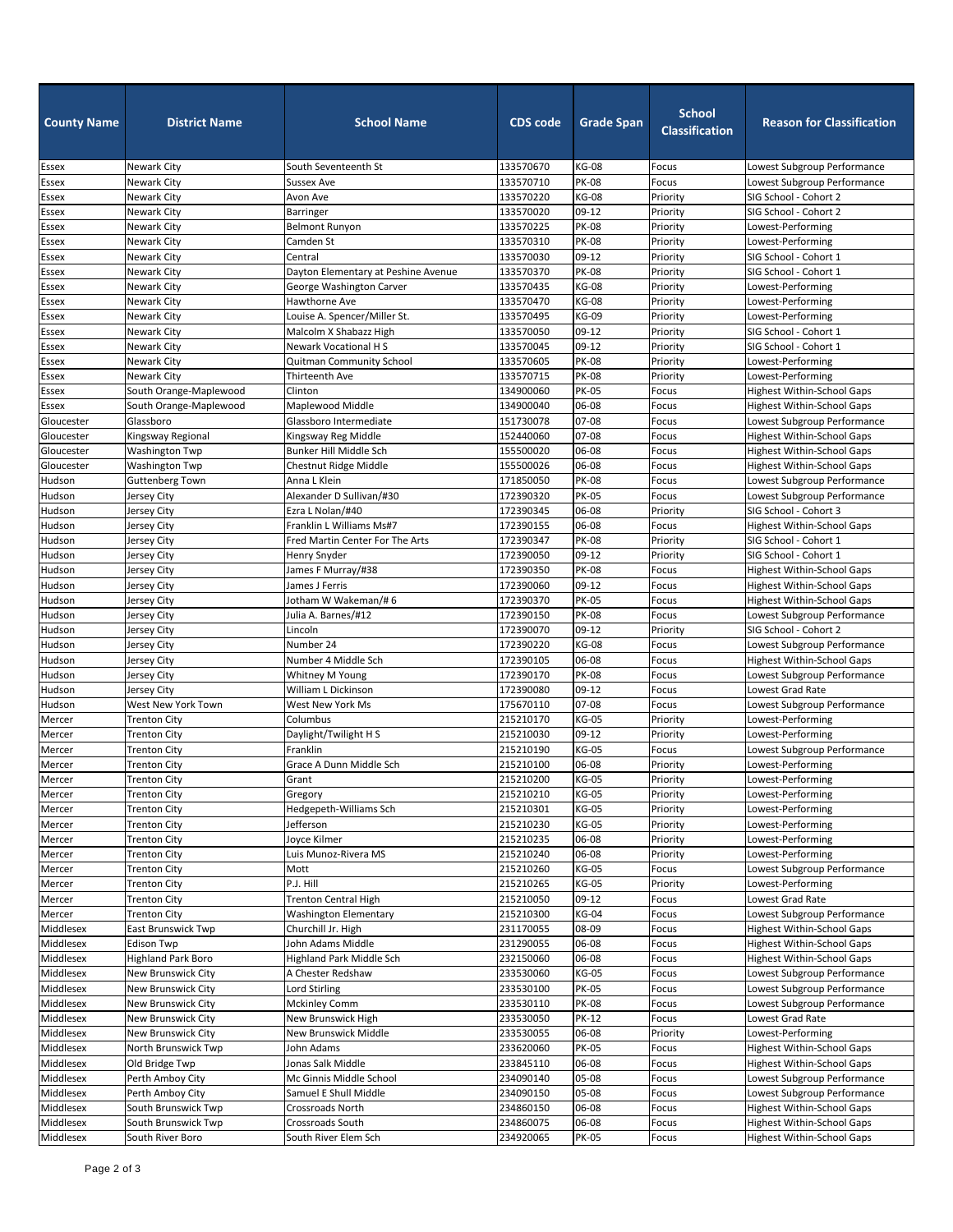| County Name | District Name | School Name | CDS code | Grade Span | School Classification | Reason for Classification |
|---|---|---|---|---|---|---|
| Essex | Newark City | South Seventeenth St | 133570670 | KG-08 | Focus | Lowest Subgroup Performance |
| Essex | Newark City | Sussex Ave | 133570710 | PK-08 | Focus | Lowest Subgroup Performance |
| Essex | Newark City | Avon Ave | 133570220 | KG-08 | Priority | SIG School - Cohort 2 |
| Essex | Newark City | Barringer | 133570020 | 09-12 | Priority | SIG School - Cohort 2 |
| Essex | Newark City | Belmont Runyon | 133570225 | PK-08 | Priority | Lowest-Performing |
| Essex | Newark City | Camden St | 133570310 | PK-08 | Priority | Lowest-Performing |
| Essex | Newark City | Central | 133570030 | 09-12 | Priority | SIG School - Cohort 1 |
| Essex | Newark City | Dayton Elementary at Peshine Avenue | 133570370 | PK-08 | Priority | SIG School - Cohort 1 |
| Essex | Newark City | George Washington Carver | 133570435 | KG-08 | Priority | Lowest-Performing |
| Essex | Newark City | Hawthorne Ave | 133570470 | KG-08 | Priority | Lowest-Performing |
| Essex | Newark City | Louise A. Spencer/Miller St. | 133570495 | KG-09 | Priority | Lowest-Performing |
| Essex | Newark City | Malcolm X Shabazz High | 133570050 | 09-12 | Priority | SIG School - Cohort 1 |
| Essex | Newark City | Newark Vocational H S | 133570045 | 09-12 | Priority | SIG School - Cohort 1 |
| Essex | Newark City | Quitman Community School | 133570605 | PK-08 | Priority | Lowest-Performing |
| Essex | Newark City | Thirteenth Ave | 133570715 | PK-08 | Priority | Lowest-Performing |
| Essex | South Orange-Maplewood | Clinton | 134900060 | PK-05 | Focus | Highest Within-School Gaps |
| Essex | South Orange-Maplewood | Maplewood Middle | 134900040 | 06-08 | Focus | Highest Within-School Gaps |
| Gloucester | Glassboro | Glassboro Intermediate | 151730078 | 07-08 | Focus | Lowest Subgroup Performance |
| Gloucester | Kingsway Regional | Kingsway Reg Middle | 152440060 | 07-08 | Focus | Highest Within-School Gaps |
| Gloucester | Washington Twp | Bunker Hill Middle Sch | 155500020 | 06-08 | Focus | Highest Within-School Gaps |
| Gloucester | Washington Twp | Chestnut Ridge Middle | 155500026 | 06-08 | Focus | Highest Within-School Gaps |
| Hudson | Guttenberg Town | Anna L Klein | 171850050 | PK-08 | Focus | Lowest Subgroup Performance |
| Hudson | Jersey City | Alexander D Sullivan/#30 | 172390320 | PK-05 | Focus | Lowest Subgroup Performance |
| Hudson | Jersey City | Ezra L Nolan/#40 | 172390345 | 06-08 | Priority | SIG School - Cohort 3 |
| Hudson | Jersey City | Franklin L Williams Ms#7 | 172390155 | 06-08 | Focus | Highest Within-School Gaps |
| Hudson | Jersey City | Fred Martin Center For The Arts | 172390347 | PK-08 | Priority | SIG School - Cohort 1 |
| Hudson | Jersey City | Henry Snyder | 172390050 | 09-12 | Priority | SIG School - Cohort 1 |
| Hudson | Jersey City | James F Murray/#38 | 172390350 | PK-08 | Focus | Highest Within-School Gaps |
| Hudson | Jersey City | James J Ferris | 172390060 | 09-12 | Focus | Highest Within-School Gaps |
| Hudson | Jersey City | Jotham W Wakeman/# 6 | 172390370 | PK-05 | Focus | Highest Within-School Gaps |
| Hudson | Jersey City | Julia A. Barnes/#12 | 172390150 | PK-08 | Focus | Lowest Subgroup Performance |
| Hudson | Jersey City | Lincoln | 172390070 | 09-12 | Priority | SIG School - Cohort 2 |
| Hudson | Jersey City | Number 24 | 172390220 | KG-08 | Focus | Lowest Subgroup Performance |
| Hudson | Jersey City | Number 4 Middle Sch | 172390105 | 06-08 | Focus | Highest Within-School Gaps |
| Hudson | Jersey City | Whitney M Young | 172390170 | PK-08 | Focus | Lowest Subgroup Performance |
| Hudson | Jersey City | William L Dickinson | 172390080 | 09-12 | Focus | Lowest Grad Rate |
| Hudson | West New York Town | West New York Ms | 175670110 | 07-08 | Focus | Lowest Subgroup Performance |
| Mercer | Trenton City | Columbus | 215210170 | KG-05 | Priority | Lowest-Performing |
| Mercer | Trenton City | Daylight/Twilight H S | 215210030 | 09-12 | Priority | Lowest-Performing |
| Mercer | Trenton City | Franklin | 215210190 | KG-05 | Focus | Lowest Subgroup Performance |
| Mercer | Trenton City | Grace A Dunn Middle Sch | 215210100 | 06-08 | Priority | Lowest-Performing |
| Mercer | Trenton City | Grant | 215210200 | KG-05 | Priority | Lowest-Performing |
| Mercer | Trenton City | Gregory | 215210210 | KG-05 | Priority | Lowest-Performing |
| Mercer | Trenton City | Hedgepeth-Williams Sch | 215210301 | KG-05 | Priority | Lowest-Performing |
| Mercer | Trenton City | Jefferson | 215210230 | KG-05 | Priority | Lowest-Performing |
| Mercer | Trenton City | Joyce Kilmer | 215210235 | 06-08 | Priority | Lowest-Performing |
| Mercer | Trenton City | Luis Munoz-Rivera MS | 215210240 | 06-08 | Priority | Lowest-Performing |
| Mercer | Trenton City | Mott | 215210260 | KG-05 | Focus | Lowest Subgroup Performance |
| Mercer | Trenton City | P.J. Hill | 215210265 | KG-05 | Priority | Lowest-Performing |
| Mercer | Trenton City | Trenton Central High | 215210050 | 09-12 | Focus | Lowest Grad Rate |
| Mercer | Trenton City | Washington Elementary | 215210300 | KG-04 | Focus | Lowest Subgroup Performance |
| Middlesex | East Brunswick Twp | Churchill Jr. High | 231170055 | 08-09 | Focus | Highest Within-School Gaps |
| Middlesex | Edison Twp | John Adams Middle | 231290055 | 06-08 | Focus | Highest Within-School Gaps |
| Middlesex | Highland Park Boro | Highland Park Middle Sch | 232150060 | 06-08 | Focus | Highest Within-School Gaps |
| Middlesex | New Brunswick City | A Chester Redshaw | 233530060 | KG-05 | Focus | Lowest Subgroup Performance |
| Middlesex | New Brunswick City | Lord Stirling | 233530100 | PK-05 | Focus | Lowest Subgroup Performance |
| Middlesex | New Brunswick City | Mckinley Comm | 233530110 | PK-08 | Focus | Lowest Subgroup Performance |
| Middlesex | New Brunswick City | New Brunswick High | 233530050 | PK-12 | Focus | Lowest Grad Rate |
| Middlesex | New Brunswick City | New Brunswick Middle | 233530055 | 06-08 | Priority | Lowest-Performing |
| Middlesex | North Brunswick Twp | John Adams | 233620060 | PK-05 | Focus | Highest Within-School Gaps |
| Middlesex | Old Bridge Twp | Jonas Salk Middle | 233845110 | 06-08 | Focus | Highest Within-School Gaps |
| Middlesex | Perth Amboy City | Mc Ginnis Middle School | 234090140 | 05-08 | Focus | Lowest Subgroup Performance |
| Middlesex | Perth Amboy City | Samuel E Shull Middle | 234090150 | 05-08 | Focus | Lowest Subgroup Performance |
| Middlesex | South Brunswick Twp | Crossroads North | 234860150 | 06-08 | Focus | Highest Within-School Gaps |
| Middlesex | South Brunswick Twp | Crossroads South | 234860075 | 06-08 | Focus | Highest Within-School Gaps |
| Middlesex | South River Boro | South River Elem Sch | 234920065 | PK-05 | Focus | Highest Within-School Gaps |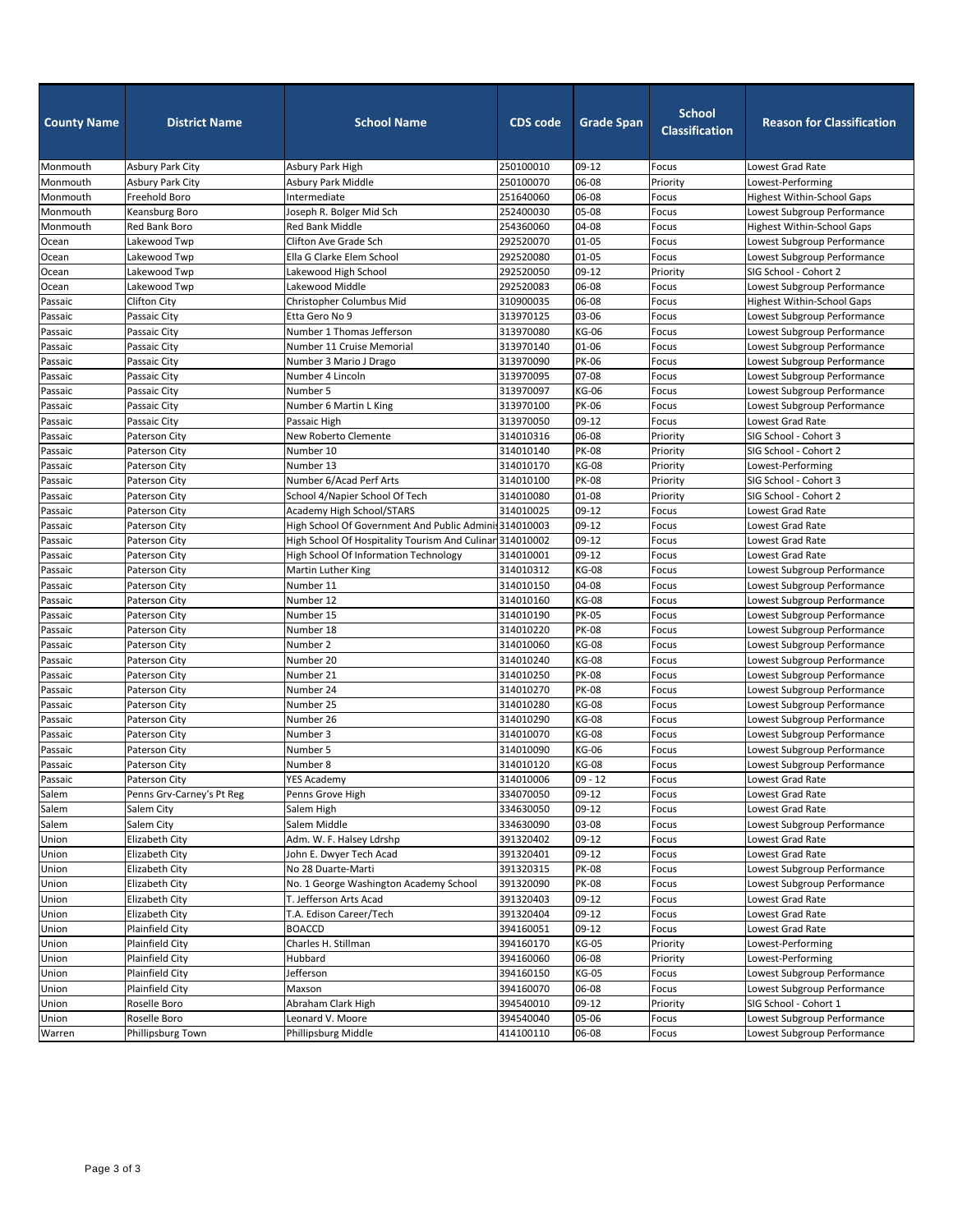| County Name | District Name | School Name | CDS code | Grade Span | School Classification | Reason for Classification |
|---|---|---|---|---|---|---|
| Monmouth | Asbury Park City | Asbury Park High | 250100010 | 09-12 | Focus | Lowest Grad Rate |
| Monmouth | Asbury Park City | Asbury Park Middle | 250100070 | 06-08 | Priority | Lowest-Performing |
| Monmouth | Freehold Boro | Intermediate | 251640060 | 06-08 | Focus | Highest Within-School Gaps |
| Monmouth | Keansburg Boro | Joseph R. Bolger Mid Sch | 252400030 | 05-08 | Focus | Lowest Subgroup Performance |
| Monmouth | Red Bank Boro | Red Bank Middle | 254360060 | 04-08 | Focus | Highest Within-School Gaps |
| Ocean | Lakewood Twp | Clifton Ave Grade Sch | 292520070 | 01-05 | Focus | Lowest Subgroup Performance |
| Ocean | Lakewood Twp | Ella G Clarke Elem School | 292520080 | 01-05 | Focus | Lowest Subgroup Performance |
| Ocean | Lakewood Twp | Lakewood High School | 292520050 | 09-12 | Priority | SIG School - Cohort 2 |
| Ocean | Lakewood Twp | Lakewood Middle | 292520083 | 06-08 | Focus | Lowest Subgroup Performance |
| Passaic | Clifton City | Christopher Columbus Mid | 310900035 | 06-08 | Focus | Highest Within-School Gaps |
| Passaic | Passaic City | Etta Gero No 9 | 313970125 | 03-06 | Focus | Lowest Subgroup Performance |
| Passaic | Passaic City | Number 1 Thomas Jefferson | 313970080 | KG-06 | Focus | Lowest Subgroup Performance |
| Passaic | Passaic City | Number 11 Cruise Memorial | 313970140 | 01-06 | Focus | Lowest Subgroup Performance |
| Passaic | Passaic City | Number 3 Mario J Drago | 313970090 | PK-06 | Focus | Lowest Subgroup Performance |
| Passaic | Passaic City | Number 4 Lincoln | 313970095 | 07-08 | Focus | Lowest Subgroup Performance |
| Passaic | Passaic City | Number 5 | 313970097 | KG-06 | Focus | Lowest Subgroup Performance |
| Passaic | Passaic City | Number 6 Martin L King | 313970100 | PK-06 | Focus | Lowest Subgroup Performance |
| Passaic | Passaic City | Passaic High | 313970050 | 09-12 | Focus | Lowest Grad Rate |
| Passaic | Paterson City | New Roberto Clemente | 314010316 | 06-08 | Priority | SIG School - Cohort 3 |
| Passaic | Paterson City | Number 10 | 314010140 | PK-08 | Priority | SIG School - Cohort 2 |
| Passaic | Paterson City | Number 13 | 314010170 | KG-08 | Priority | Lowest-Performing |
| Passaic | Paterson City | Number 6/Acad Perf Arts | 314010100 | PK-08 | Priority | SIG School - Cohort 3 |
| Passaic | Paterson City | School 4/Napier School Of Tech | 314010080 | 01-08 | Priority | SIG School - Cohort 2 |
| Passaic | Paterson City | Academy High School/STARS | 314010025 | 09-12 | Focus | Lowest Grad Rate |
| Passaic | Paterson City | High School Of Government And Public Adminis | 314010003 | 09-12 | Focus | Lowest Grad Rate |
| Passaic | Paterson City | High School Of Hospitality Tourism And Culinar | 314010002 | 09-12 | Focus | Lowest Grad Rate |
| Passaic | Paterson City | High School Of Information Technology | 314010001 | 09-12 | Focus | Lowest Grad Rate |
| Passaic | Paterson City | Martin Luther King | 314010312 | KG-08 | Focus | Lowest Subgroup Performance |
| Passaic | Paterson City | Number 11 | 314010150 | 04-08 | Focus | Lowest Subgroup Performance |
| Passaic | Paterson City | Number 12 | 314010160 | KG-08 | Focus | Lowest Subgroup Performance |
| Passaic | Paterson City | Number 15 | 314010190 | PK-05 | Focus | Lowest Subgroup Performance |
| Passaic | Paterson City | Number 18 | 314010220 | PK-08 | Focus | Lowest Subgroup Performance |
| Passaic | Paterson City | Number 2 | 314010060 | KG-08 | Focus | Lowest Subgroup Performance |
| Passaic | Paterson City | Number 20 | 314010240 | KG-08 | Focus | Lowest Subgroup Performance |
| Passaic | Paterson City | Number 21 | 314010250 | PK-08 | Focus | Lowest Subgroup Performance |
| Passaic | Paterson City | Number 24 | 314010270 | PK-08 | Focus | Lowest Subgroup Performance |
| Passaic | Paterson City | Number 25 | 314010280 | KG-08 | Focus | Lowest Subgroup Performance |
| Passaic | Paterson City | Number 26 | 314010290 | KG-08 | Focus | Lowest Subgroup Performance |
| Passaic | Paterson City | Number 3 | 314010070 | KG-08 | Focus | Lowest Subgroup Performance |
| Passaic | Paterson City | Number 5 | 314010090 | KG-06 | Focus | Lowest Subgroup Performance |
| Passaic | Paterson City | Number 8 | 314010120 | KG-08 | Focus | Lowest Subgroup Performance |
| Passaic | Paterson City | YES Academy | 314010006 | 09 - 12 | Focus | Lowest Grad Rate |
| Salem | Penns Grv-Carney's Pt Reg | Penns Grove High | 334070050 | 09-12 | Focus | Lowest Grad Rate |
| Salem | Salem City | Salem High | 334630050 | 09-12 | Focus | Lowest Grad Rate |
| Salem | Salem City | Salem Middle | 334630090 | 03-08 | Focus | Lowest Subgroup Performance |
| Union | Elizabeth City | Adm. W. F. Halsey Ldrshp | 391320402 | 09-12 | Focus | Lowest Grad Rate |
| Union | Elizabeth City | John E. Dwyer Tech Acad | 391320401 | 09-12 | Focus | Lowest Grad Rate |
| Union | Elizabeth City | No 28 Duarte-Marti | 391320315 | PK-08 | Focus | Lowest Subgroup Performance |
| Union | Elizabeth City | No. 1 George Washington Academy School | 391320090 | PK-08 | Focus | Lowest Subgroup Performance |
| Union | Elizabeth City | T. Jefferson Arts Acad | 391320403 | 09-12 | Focus | Lowest Grad Rate |
| Union | Elizabeth City | T.A. Edison Career/Tech | 391320404 | 09-12 | Focus | Lowest Grad Rate |
| Union | Plainfield City | BOACCD | 394160051 | 09-12 | Focus | Lowest Grad Rate |
| Union | Plainfield City | Charles H. Stillman | 394160170 | KG-05 | Priority | Lowest-Performing |
| Union | Plainfield City | Hubbard | 394160060 | 06-08 | Priority | Lowest-Performing |
| Union | Plainfield City | Jefferson | 394160150 | KG-05 | Focus | Lowest Subgroup Performance |
| Union | Plainfield City | Maxson | 394160070 | 06-08 | Focus | Lowest Subgroup Performance |
| Union | Roselle Boro | Abraham Clark High | 394540010 | 09-12 | Priority | SIG School - Cohort 1 |
| Union | Roselle Boro | Leonard V. Moore | 394540040 | 05-06 | Focus | Lowest Subgroup Performance |
| Warren | Phillipsburg Town | Phillipsburg Middle | 414100110 | 06-08 | Focus | Lowest Subgroup Performance |